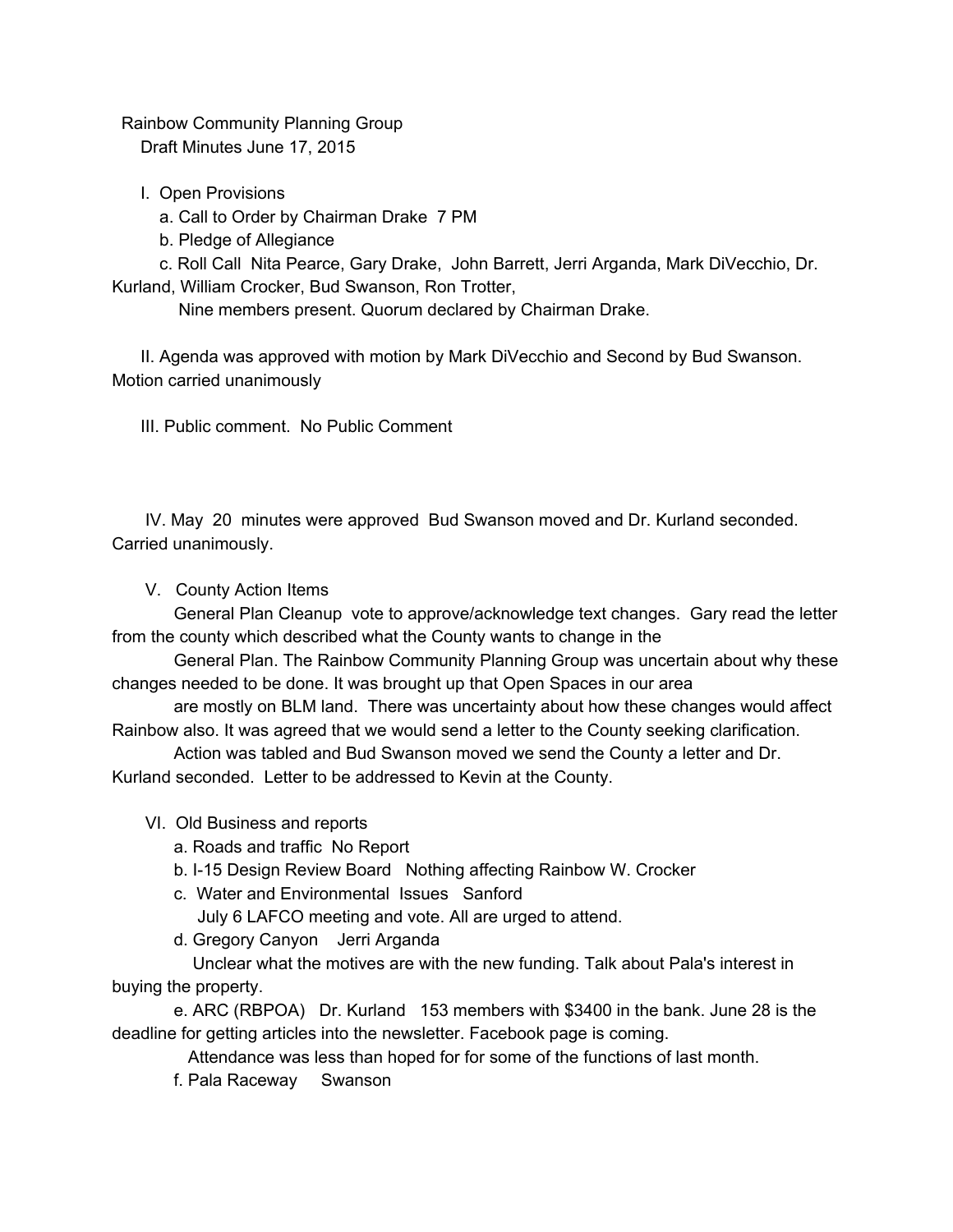Rainbow Community Planning Group

Draft Minutes June 17, 2015

I. Open Provisions

a. Call to Order by Chairman Drake 7 PM

b. Pledge of Allegiance

c. Roll Call Nita Pearce, Gary Drake, John Barrett, Jerri Arganda, Mark DiVecchio, Dr. Kurland, William Crocker, Bud Swanson, Ron Trotter,

Nine members present. Quorum declared by Chairman Drake.

II. Agenda was approved with motion by Mark DiVecchio and Second by Bud Swanson. Motion carried unanimously

III. Public comment. No Public Comment

IV. May 20 minutes were approved Bud Swanson moved and Dr. Kurland seconded. Carried unanimously.

V. County Action Items

General Plan Cleanup vote to approve/acknowledge text changes. Gary read the letter from the county which described what the County wants to change in the General Plan. The Rainbow Community Planning Group was uncertain about why these changes needed to be done. It was brought up that Open Spaces in our area are mostly on BLM land. There was uncertainty about how these changes would affect Rainbow also. It was agreed that we would send a letter to the County seeking clarification.

Action was tabled and Bud Swanson moved we send the County a letter and Dr. Kurland seconded. Letter to be addressed to Kevin at the County.

VI. Old Business and reports

a. Roads and traffic No Report

b. I-15 Design Review Board Nothing affecting Rainbow W. Crocker

c. Water and Environmental Issues Sanford

July 6 LAFCO meeting and vote. All are urged to attend.

d. Gregory Canyon Jerri Arganda

Unclear what the motives are with the new funding. Talk about Pala's interest in buying the property.

e. ARC (RBPOA) Dr. Kurland 153 members with $3400 in the bank. June 28 is the deadline for getting articles into the newsletter. Facebook page is coming.

Attendance was less than hoped for for some of the functions of last month.

f. Pala Raceway Swanson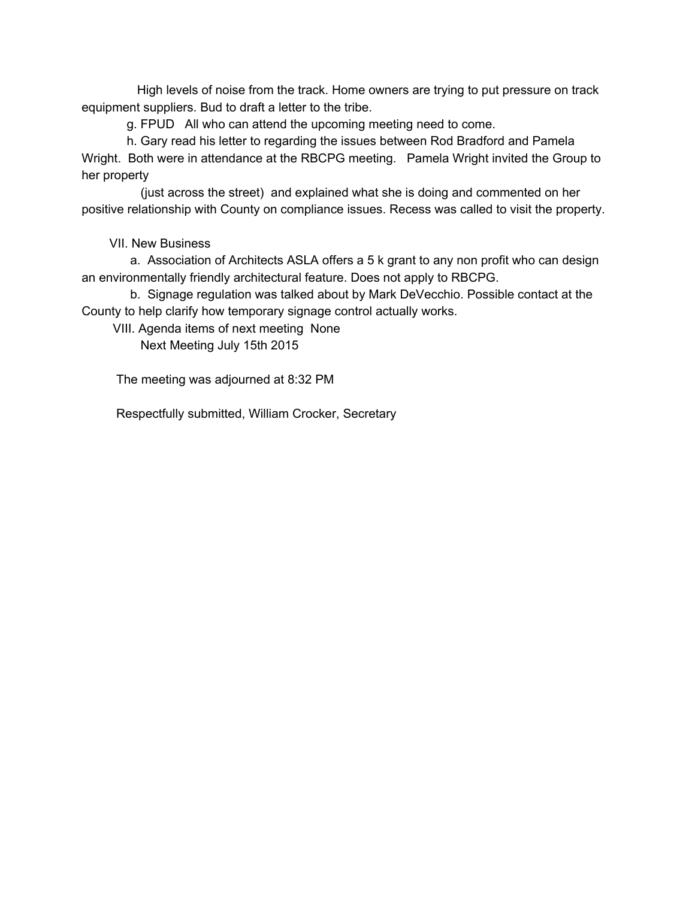High levels of noise from the track. Home owners are trying to put pressure on track equipment suppliers. Bud to draft a letter to the tribe.

g. FPUD All who can attend the upcoming meeting need to come.

h. Gary read his letter to regarding the issues between Rod Bradford and Pamela Wright. Both were in attendance at the RBCPG meeting. Pamela Wright invited the Group to her property (just across the street) and explained what she is doing and commented on her positive relationship with County on compliance issues. Recess was called to visit the property.

VII. New Business

a. Association of Architects ASLA offers a 5 k grant to any non profit who can design an environmentally friendly architectural feature. Does not apply to RBCPG.

b. Signage regulation was talked about by Mark DeVecchio. Possible contact at the County to help clarify how temporary signage control actually works.

VIII. Agenda items of next meeting None

Next Meeting July 15th 2015

The meeting was adjourned at 8:32 PM

Respectfully submitted, William Crocker, Secretary